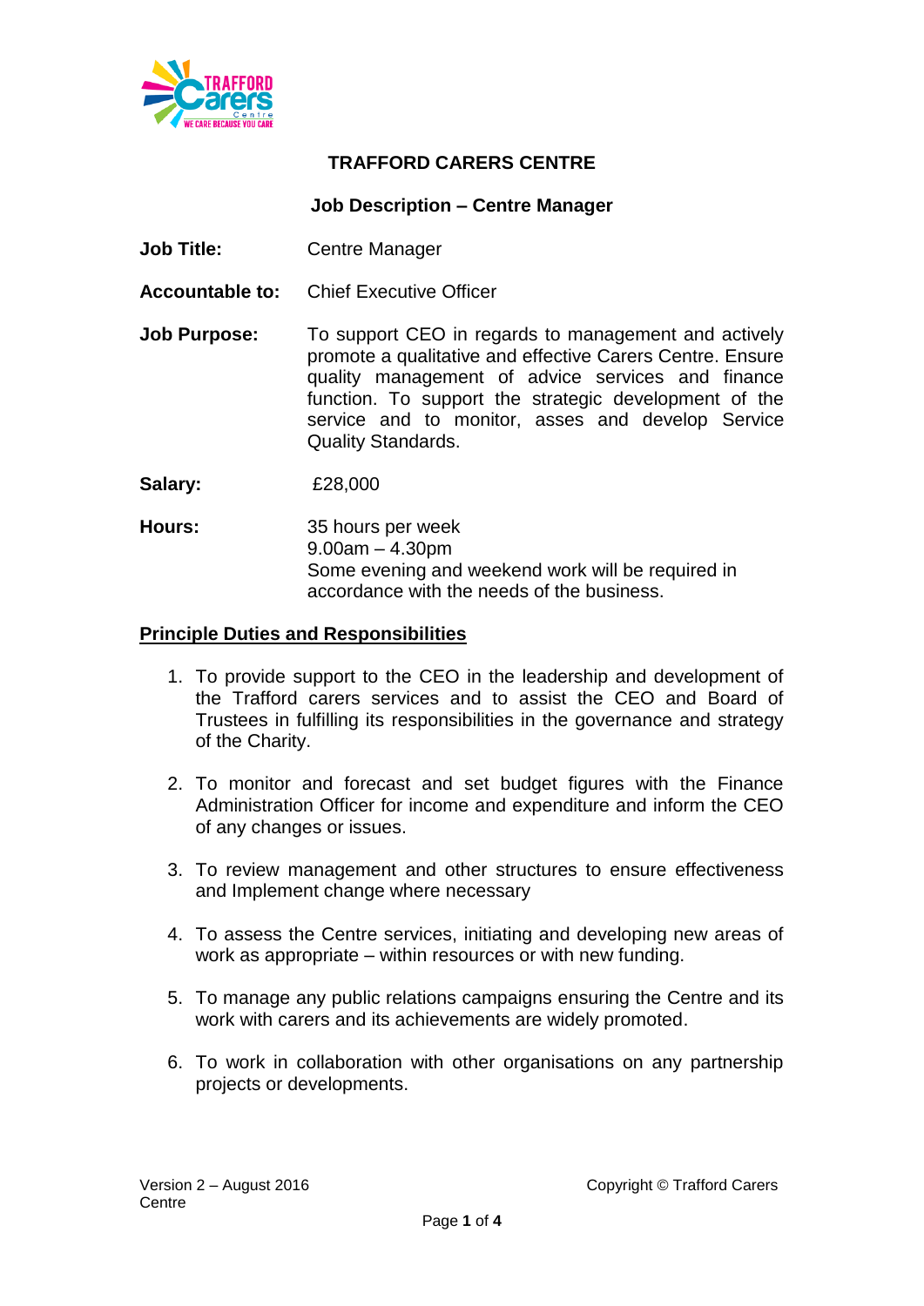# TRAFFORD CARERS CENTRE

## Job Description – Centre Manager

**Job Title:** Centre Manager

**Accountable to:** Chief Executive Officer

**Job Purpose:** To support CEO in regards to management and actively promote a qualitative and effective Carers Centre. Ensure quality management of advice services and finance function. To support the strategic development of the service and to monitor, asses and develop Service Quality Standards.

**Salary:** £28,000

**Hours:** 35 hours per week
9.00am – 4.30pm
Some evening and weekend work will be required in accordance with the needs of the business.

### Principle Duties and Responsibilities

1. To provide support to the CEO in the leadership and development of the Trafford carers services and to assist the CEO and Board of Trustees in fulfilling its responsibilities in the governance and strategy of the Charity.

2. To monitor and forecast and set budget figures with the Finance Administration Officer for income and expenditure and inform the CEO of any changes or issues.

3. To review management and other structures to ensure effectiveness and Implement change where necessary

4. To assess the Centre services, initiating and developing new areas of work as appropriate – within resources or with new funding.

5. To manage any public relations campaigns ensuring the Centre and its work with carers and its achievements are widely promoted.

6. To work in collaboration with other organisations on any partnership projects or developments.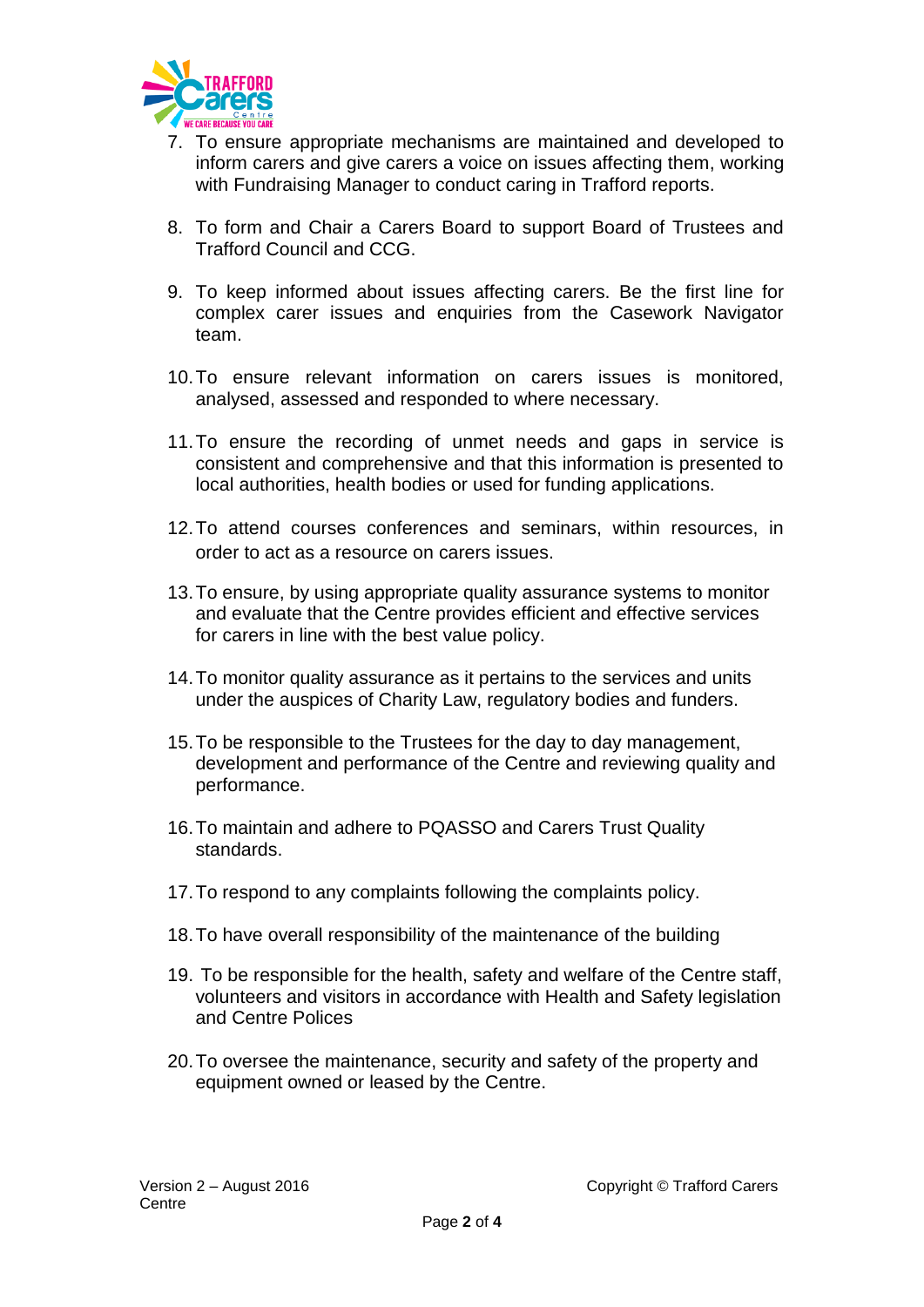7. To ensure appropriate mechanisms are maintained and developed to inform carers and give carers a voice on issues affecting them, working with Fundraising Manager to conduct caring in Trafford reports.

8. To form and Chair a Carers Board to support Board of Trustees and Trafford Council and CCG.

9. To keep informed about issues affecting carers. Be the first line for complex carer issues and enquiries from the Casework Navigator team.

10. To ensure relevant information on carers issues is monitored, analysed, assessed and responded to where necessary.

11. To ensure the recording of unmet needs and gaps in service is consistent and comprehensive and that this information is presented to local authorities, health bodies or used for funding applications.

12. To attend courses conferences and seminars, within resources, in order to act as a resource on carers issues.

13. To ensure, by using appropriate quality assurance systems to monitor and evaluate that the Centre provides efficient and effective services for carers in line with the best value policy.

14. To monitor quality assurance as it pertains to the services and units under the auspices of Charity Law, regulatory bodies and funders.

15. To be responsible to the Trustees for the day to day management, development and performance of the Centre and reviewing quality and performance.

16. To maintain and adhere to PQASSO and Carers Trust Quality standards.

17. To respond to any complaints following the complaints policy.

18. To have overall responsibility of the maintenance of the building

19. To be responsible for the health, safety and welfare of the Centre staff, volunteers and visitors in accordance with Health and Safety legislation and Centre Polices

20. To oversee the maintenance, security and safety of the property and equipment owned or leased by the Centre.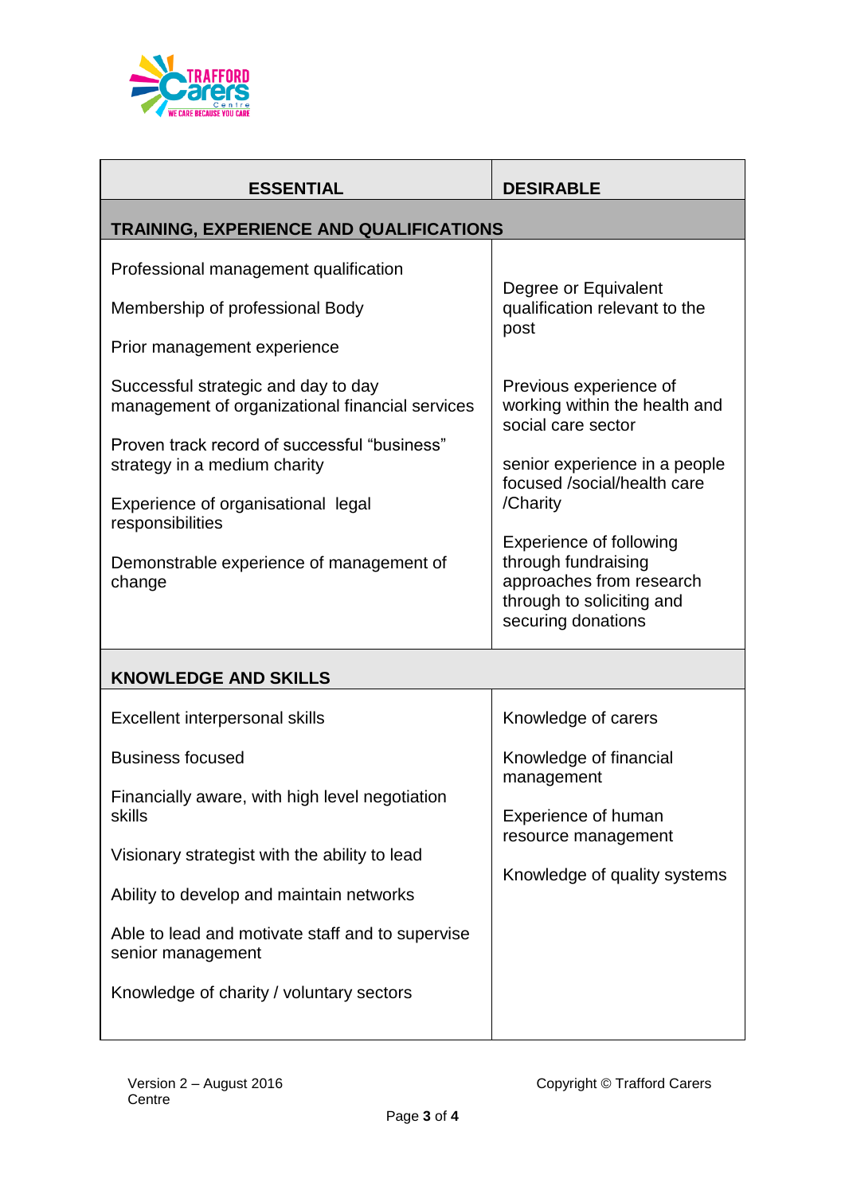| ESSENTIAL | DESIRABLE |
|---|---|
| **TRAINING, EXPERIENCE AND QUALIFICATIONS** | |
| Professional management qualification<br><br>Membership of professional Body<br><br>Prior management experience<br><br>Successful strategic and day to day management of organizational financial services<br><br>Proven track record of successful "business" strategy in a medium charity<br><br>Experience of organisational legal responsibilities<br><br>Demonstrable experience of management of change | Degree or Equivalent qualification relevant to the post<br><br>Previous experience of working within the health and social care sector<br><br>senior experience in a people focused /social/health care /Charity<br><br>Experience of following through fundraising approaches from research through to soliciting and securing donations |
| **KNOWLEDGE AND SKILLS** | |
| Excellent interpersonal skills<br><br>Business focused<br><br>Financially aware, with high level negotiation skills<br><br>Visionary strategist with the ability to lead<br><br>Ability to develop and maintain networks<br><br>Able to lead and motivate staff and to supervise senior management<br><br>Knowledge of charity / voluntary sectors | Knowledge of carers<br><br>Knowledge of financial management<br><br>Experience of human resource management<br><br>Knowledge of quality systems |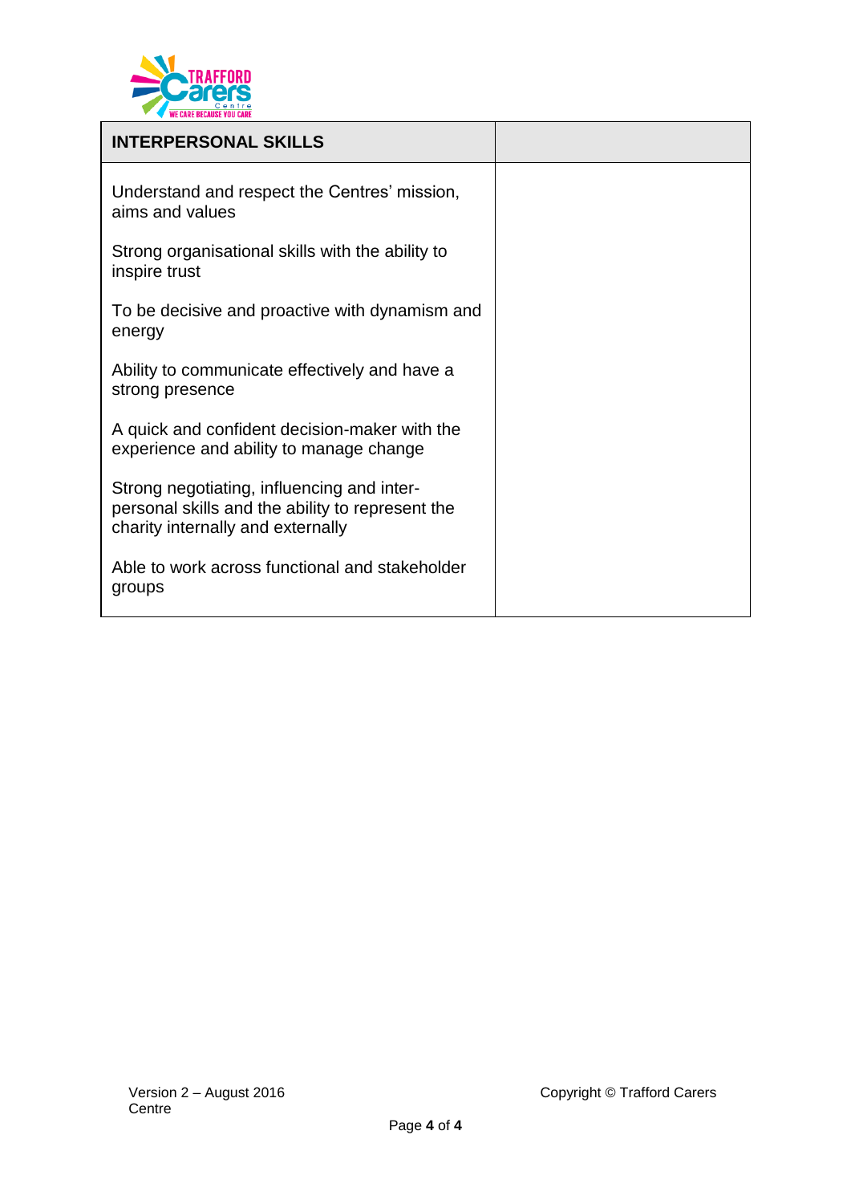| INTERPERSONAL SKILLS | |
|---|---|
| Understand and respect the Centres' mission, aims and values<br><br>Strong organisational skills with the ability to inspire trust<br><br>To be decisive and proactive with dynamism and energy<br><br>Ability to communicate effectively and have a strong presence<br><br>A quick and confident decision-maker with the experience and ability to manage change<br><br>Strong negotiating, influencing and inter-personal skills and the ability to represent the charity internally and externally<br><br>Able to work across functional and stakeholder groups | |